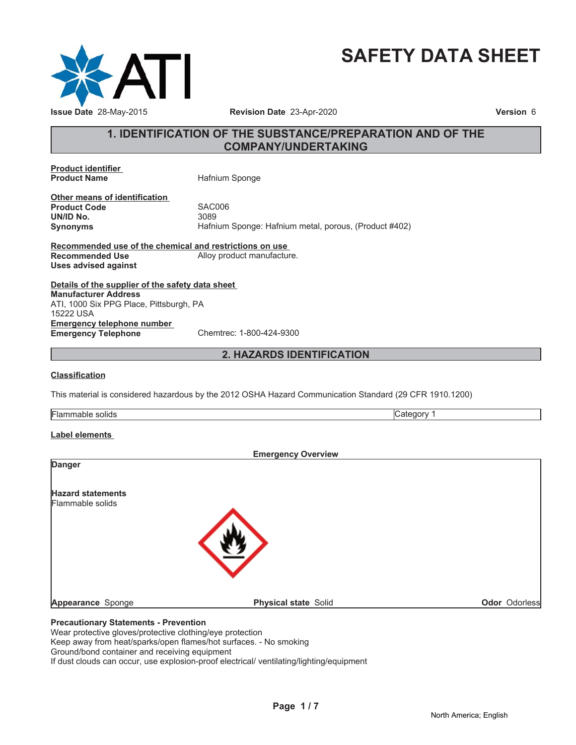# SAFETY DATA SHEET

**Issue Date** 28-May-2015 **Revision Date** 23-Apr-2020 **Version** 6

## 1. IDENTIFICATION OF THE SUBSTANCE/PREPARATION AND OF THE COMPANY/UNDERTAKING

**Product identifier**

| | |
|---|---|
| **Product Name** | Hafnium Sponge |

**Other means of identification**

| | |
|---|---|
| **Product Code** | SAC006 |
| **UN/ID No.** | 3089 |
| **Synonyms** | Hafnium Sponge: Hafnium metal, porous, (Product #402) |

**Recommended use of the chemical and restrictions on use**

| | |
|---|---|
| **Recommended Use** | Alloy product manufacture. |
| **Uses advised against** | |

**Details of the supplier of the safety data sheet**

**Manufacturer Address**
ATI, 1000 Six PPG Place, Pittsburgh, PA
15222 USA

**Emergency telephone number**

| | |
|---|---|
| **Emergency Telephone** | Chemtrec: 1-800-424-9300 |

## 2. HAZARDS IDENTIFICATION

**Classification**

This material is considered hazardous by the 2012 OSHA Hazard Communication Standard (29 CFR 1910.1200)

| | |
|---|---|
| Flammable solids | Category 1 |

**Label elements**

**Emergency Overview**

**Danger**

**Hazard statements**
Flammable solids

**Appearance** Sponge **Physical state** Solid **Odor** Odorless

**Precautionary Statements - Prevention**
Wear protective gloves/protective clothing/eye protection
Keep away from heat/sparks/open flames/hot surfaces. - No smoking
Ground/bond container and receiving equipment
If dust clouds can occur, use explosion-proof electrical/ ventilating/lighting/equipment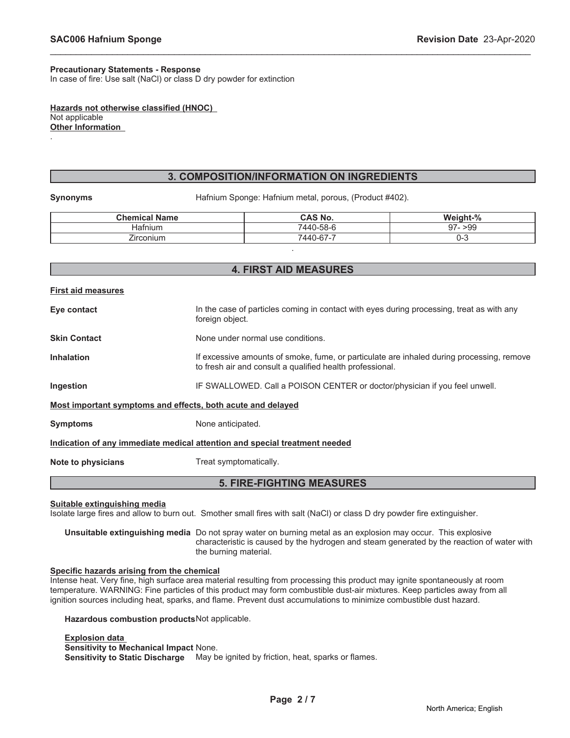**Precautionary Statements - Response**
In case of fire: Use salt (NaCl) or class D dry powder for extinction

**Hazards not otherwise classified (HNOC)**
Not applicable
**Other Information**
.

## 3. COMPOSITION/INFORMATION ON INGREDIENTS

**Synonyms** Hafnium Sponge: Hafnium metal, porous, (Product #402).

| Chemical Name | CAS No. | Weight-% |
|---|---|---|
| Hafnium | 7440-58-6 | 97- >99 |
| Zirconium | 7440-67-7 | 0-3 |

.

## 4. FIRST AID MEASURES

**First aid measures**

**Eye contact** In the case of particles coming in contact with eyes during processing, treat as with any foreign object.

**Skin Contact** None under normal use conditions.

**Inhalation** If excessive amounts of smoke, fume, or particulate are inhaled during processing, remove to fresh air and consult a qualified health professional.

**Ingestion** IF SWALLOWED. Call a POISON CENTER or doctor/physician if you feel unwell.

**Most important symptoms and effects, both acute and delayed**

**Symptoms** None anticipated.

**Indication of any immediate medical attention and special treatment needed**

**Note to physicians** Treat symptomatically.

## 5. FIRE-FIGHTING MEASURES

**Suitable extinguishing media**
Isolate large fires and allow to burn out. Smother small fires with salt (NaCl) or class D dry powder fire extinguisher.

**Unsuitable extinguishing media** Do not spray water on burning metal as an explosion may occur. This explosive characteristic is caused by the hydrogen and steam generated by the reaction of water with the burning material.

**Specific hazards arising from the chemical**
Intense heat. Very fine, high surface area material resulting from processing this product may ignite spontaneously at room temperature. WARNING: Fine particles of this product may form combustible dust-air mixtures. Keep particles away from all ignition sources including heat, sparks, and flame. Prevent dust accumulations to minimize combustible dust hazard.

**Hazardous combustion products** Not applicable.

**Explosion data**
**Sensitivity to Mechanical Impact** None.
**Sensitivity to Static Discharge** May be ignited by friction, heat, sparks or flames.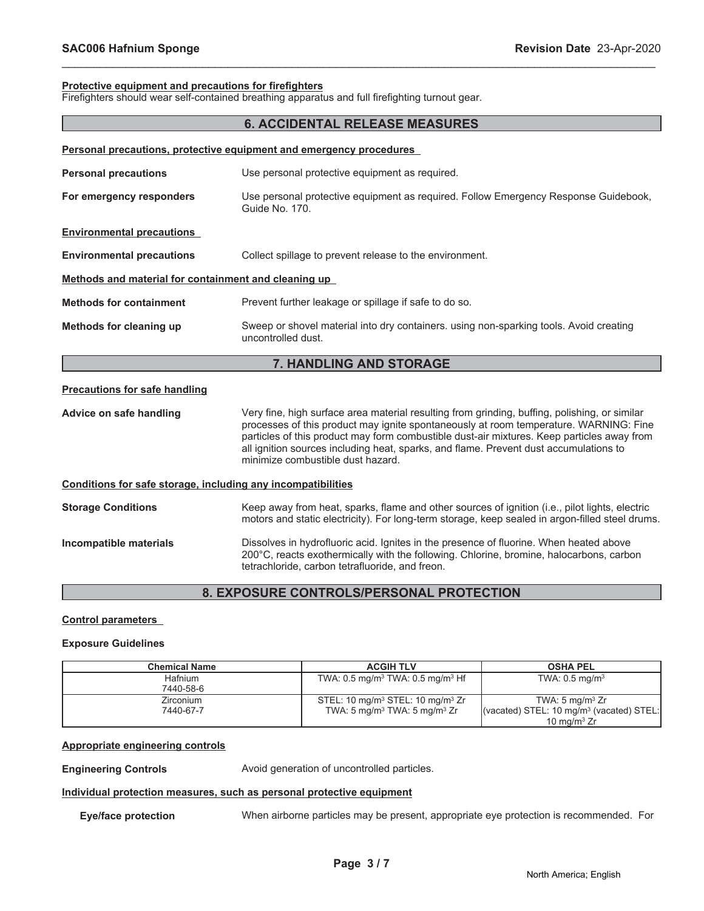**Protective equipment and precautions for firefighters**

Firefighters should wear self-contained breathing apparatus and full firefighting turnout gear.

## 6. ACCIDENTAL RELEASE MEASURES

**Personal precautions, protective equipment and emergency procedures**

**Personal precautions** Use personal protective equipment as required.

**For emergency responders** Use personal protective equipment as required. Follow Emergency Response Guidebook, Guide No. 170.

**Environmental precautions**

**Environmental precautions** Collect spillage to prevent release to the environment.

**Methods and material for containment and cleaning up**

**Methods for containment** Prevent further leakage or spillage if safe to do so.

**Methods for cleaning up** Sweep or shovel material into dry containers. using non-sparking tools. Avoid creating uncontrolled dust.

## 7. HANDLING AND STORAGE

**Precautions for safe handling**

**Advice on safe handling** Very fine, high surface area material resulting from grinding, buffing, polishing, or similar processes of this product may ignite spontaneously at room temperature. WARNING: Fine particles of this product may form combustible dust-air mixtures. Keep particles away from all ignition sources including heat, sparks, and flame. Prevent dust accumulations to minimize combustible dust hazard.

**Conditions for safe storage, including any incompatibilities**

**Storage Conditions** Keep away from heat, sparks, flame and other sources of ignition (i.e., pilot lights, electric motors and static electricity). For long-term storage, keep sealed in argon-filled steel drums.

**Incompatible materials** Dissolves in hydrofluoric acid. Ignites in the presence of fluorine. When heated above 200°C, reacts exothermically with the following. Chlorine, bromine, halocarbons, carbon tetrachloride, carbon tetrafluoride, and freon.

## 8. EXPOSURE CONTROLS/PERSONAL PROTECTION

**Control parameters**

**Exposure Guidelines**

| Chemical Name | ACGIH TLV | OSHA PEL |
|---|---|---|
| Hafnium 7440-58-6 | TWA: 0.5 mg/m$^3$ TWA: 0.5 mg/m$^3$ Hf | TWA: 0.5 mg/m$^3$ |
| Zirconium 7440-67-7 | STEL: 10 mg/m$^3$ STEL: 10 mg/m$^3$ Zr TWA: 5 mg/m$^3$ TWA: 5 mg/m$^3$ Zr | TWA: 5 mg/m$^3$ Zr (vacated) STEL: 10 mg/m$^3$ (vacated) STEL: 10 mg/m$^3$ Zr |

**Appropriate engineering controls**

**Engineering Controls** Avoid generation of uncontrolled particles.

**Individual protection measures, such as personal protective equipment**

**Eye/face protection** When airborne particles may be present, appropriate eye protection is recommended. For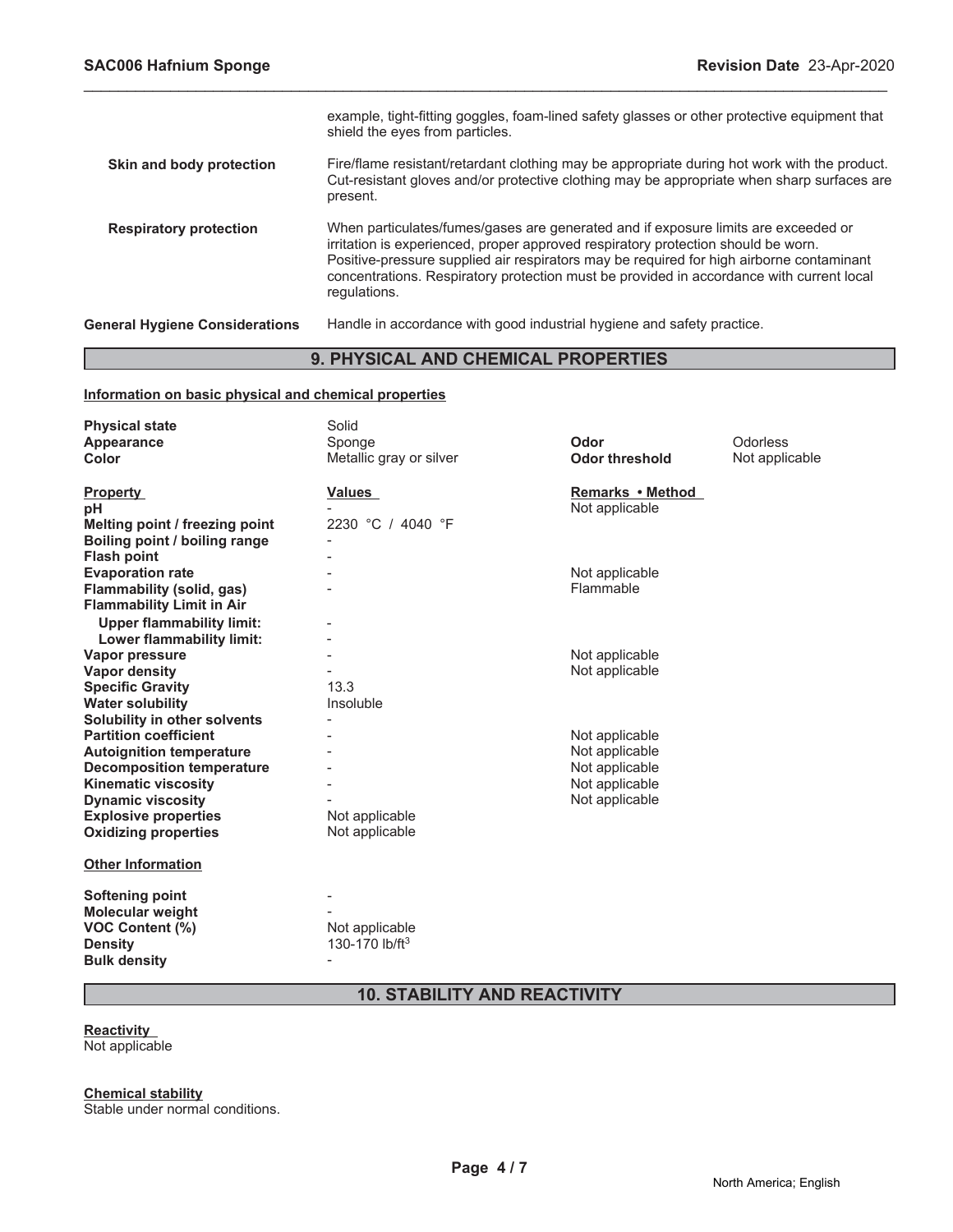| | |
|---|---|
| | example, tight-fitting goggles, foam-lined safety glasses or other protective equipment that shield the eyes from particles. |
| **Skin and body protection** | Fire/flame resistant/retardant clothing may be appropriate during hot work with the product. Cut-resistant gloves and/or protective clothing may be appropriate when sharp surfaces are present. |
| **Respiratory protection** | When particulates/fumes/gases are generated and if exposure limits are exceeded or irritation is experienced, proper approved respiratory protection should be worn. Positive-pressure supplied air respirators may be required for high airborne contaminant concentrations. Respiratory protection must be provided in accordance with current local regulations. |

**General Hygiene Considerations** Handle in accordance with good industrial hygiene and safety practice.

## 9. PHYSICAL AND CHEMICAL PROPERTIES

**Information on basic physical and chemical properties**

| | | | |
|---|---|---|---|
| **Physical state** | Solid | | |
| **Appearance** | Sponge | **Odor** | Odorless |
| **Color** | Metallic gray or silver | **Odor threshold** | Not applicable |

| **Property** | **Values** | **Remarks • Method** |
|---|---|---|
| **pH** | - | Not applicable |
| **Melting point / freezing point** | 2230 °C / 4040 °F | |
| **Boiling point / boiling range** | - | |
| **Flash point** | - | |
| **Evaporation rate** | - | Not applicable |
| **Flammability (solid, gas)** | - | Flammable |
| **Flammability Limit in Air** | | |
| **Upper flammability limit:** | - | |
| **Lower flammability limit:** | - | |
| **Vapor pressure** | - | Not applicable |
| **Vapor density** | - | Not applicable |
| **Specific Gravity** | 13.3 | |
| **Water solubility** | Insoluble | |
| **Solubility in other solvents** | - | |
| **Partition coefficient** | - | Not applicable |
| **Autoignition temperature** | - | Not applicable |
| **Decomposition temperature** | - | Not applicable |
| **Kinematic viscosity** | - | Not applicable |
| **Dynamic viscosity** | - | Not applicable |
| **Explosive properties** | Not applicable | |
| **Oxidizing properties** | Not applicable | |

**Other Information**

| | |
|---|---|
| **Softening point** | - |
| **Molecular weight** | - |
| **VOC Content (%)** | Not applicable |
| **Density** | 130-170 lb/ft$^3$ |
| **Bulk density** | - |

## 10. STABILITY AND REACTIVITY

**Reactivity**

Not applicable

**Chemical stability**

Stable under normal conditions.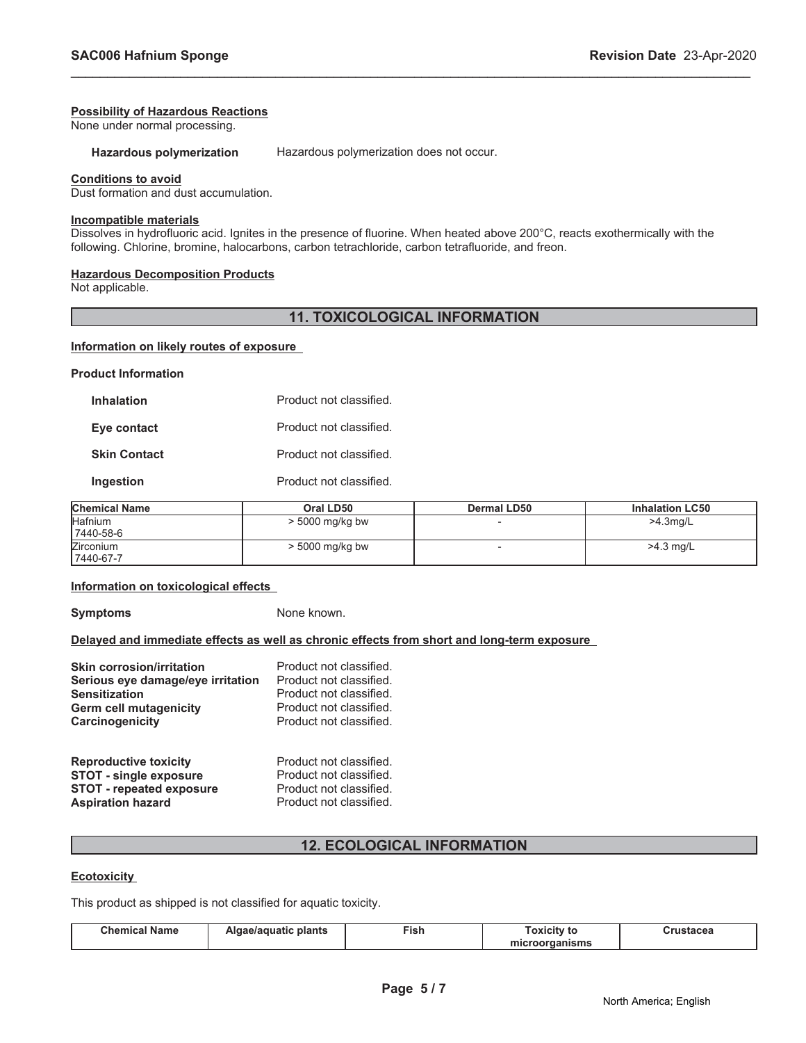#### Possibility of Hazardous Reactions

None under normal processing.

**Hazardous polymerization** Hazardous polymerization does not occur.

#### Conditions to avoid

Dust formation and dust accumulation.

#### Incompatible materials

Dissolves in hydrofluoric acid. Ignites in the presence of fluorine. When heated above 200°C, reacts exothermically with the following. Chlorine, bromine, halocarbons, carbon tetrachloride, carbon tetrafluoride, and freon.

#### Hazardous Decomposition Products

Not applicable.

## 11. TOXICOLOGICAL INFORMATION

#### Information on likely routes of exposure

**Product Information**

**Inhalation** Product not classified.

**Eye contact** Product not classified.

**Skin Contact** Product not classified.

**Ingestion** Product not classified.

| Chemical Name | Oral LD50 | Dermal LD50 | Inhalation LC50 |
|---|---|---|---|
| Hafnium 7440-58-6 | > 5000 mg/kg bw | - | >4.3mg/L |
| Zirconium 7440-67-7 | > 5000 mg/kg bw | - | >4.3 mg/L |

#### Information on toxicological effects

**Symptoms** None known.

#### Delayed and immediate effects as well as chronic effects from short and long-term exposure

**Skin corrosion/irritation** Product not classified.
**Serious eye damage/eye irritation** Product not classified.
**Sensitization** Product not classified.
**Germ cell mutagenicity** Product not classified.
**Carcinogenicity** Product not classified.

**Reproductive toxicity** Product not classified.
**STOT - single exposure** Product not classified.
**STOT - repeated exposure** Product not classified.
**Aspiration hazard** Product not classified.

## 12. ECOLOGICAL INFORMATION

#### Ecotoxicity

This product as shipped is not classified for aquatic toxicity.

| Chemical Name | Algae/aquatic plants | Fish | Toxicity to microorganisms | Crustacea |
|---|---|---|---|---|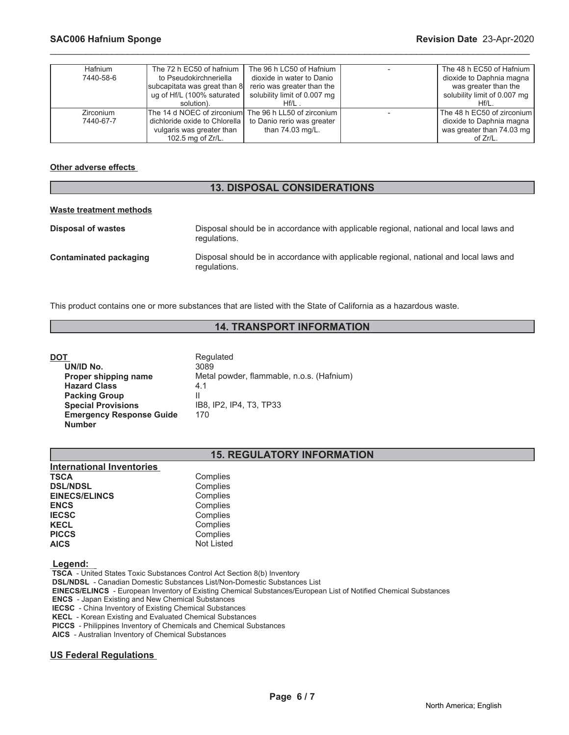| Hafnium 7440-58-6 | The 72 h EC50 of hafnium to Pseudokirchneriella subcapitata was great than 8 ug of Hf/L (100% saturated solution). | The 96 h LC50 of Hafnium dioxide in water to Danio rerio was greater than the solubility limit of 0.007 mg Hf/L . | - | The 48 h EC50 of Hafnium dioxide to Daphnia magna was greater than the solubility limit of 0.007 mg Hf/L. |
|---|---|---|---|---|
| Zirconium 7440-67-7 | The 14 d NOEC of zirconium dichloride oxide to Chlorella vulgaris was greater than 102.5 mg of Zr/L. | The 96 h LL50 of zirconium to Danio rerio was greater than 74.03 mg/L. | - | The 48 h EC50 of zirconium dioxide to Daphnia magna was greater than 74.03 mg of Zr/L. |

**Other adverse effects**

## 13. DISPOSAL CONSIDERATIONS

**Waste treatment methods**

**Disposal of wastes** Disposal should be in accordance with applicable regional, national and local laws and regulations.

**Contaminated packaging** Disposal should be in accordance with applicable regional, national and local laws and regulations.

This product contains one or more substances that are listed with the State of California as a hazardous waste.

## 14. TRANSPORT INFORMATION

**DOT** Regulated
- **UN/ID No.** 3089
- **Proper shipping name** Metal powder, flammable, n.o.s. (Hafnium)
- **Hazard Class** 4.1
- **Packing Group** II
- **Special Provisions** IB8, IP2, IP4, T3, TP33
- **Emergency Response Guide Number** 170

## 15. REGULATORY INFORMATION

**International Inventories**

| | |
|---|---|
| **TSCA** | Complies |
| **DSL/NDSL** | Complies |
| **EINECS/ELINCS** | Complies |
| **ENCS** | Complies |
| **IECSC** | Complies |
| **KECL** | Complies |
| **PICCS** | Complies |
| **AICS** | Not Listed |

**Legend:**
**TSCA** - United States Toxic Substances Control Act Section 8(b) Inventory
**DSL/NDSL** - Canadian Domestic Substances List/Non-Domestic Substances List
**EINECS/ELINCS** - European Inventory of Existing Chemical Substances/European List of Notified Chemical Substances
**ENCS** - Japan Existing and New Chemical Substances
**IECSC** - China Inventory of Existing Chemical Substances
**KECL** - Korean Existing and Evaluated Chemical Substances
**PICCS** - Philippines Inventory of Chemicals and Chemical Substances
**AICS** - Australian Inventory of Chemical Substances

**US Federal Regulations**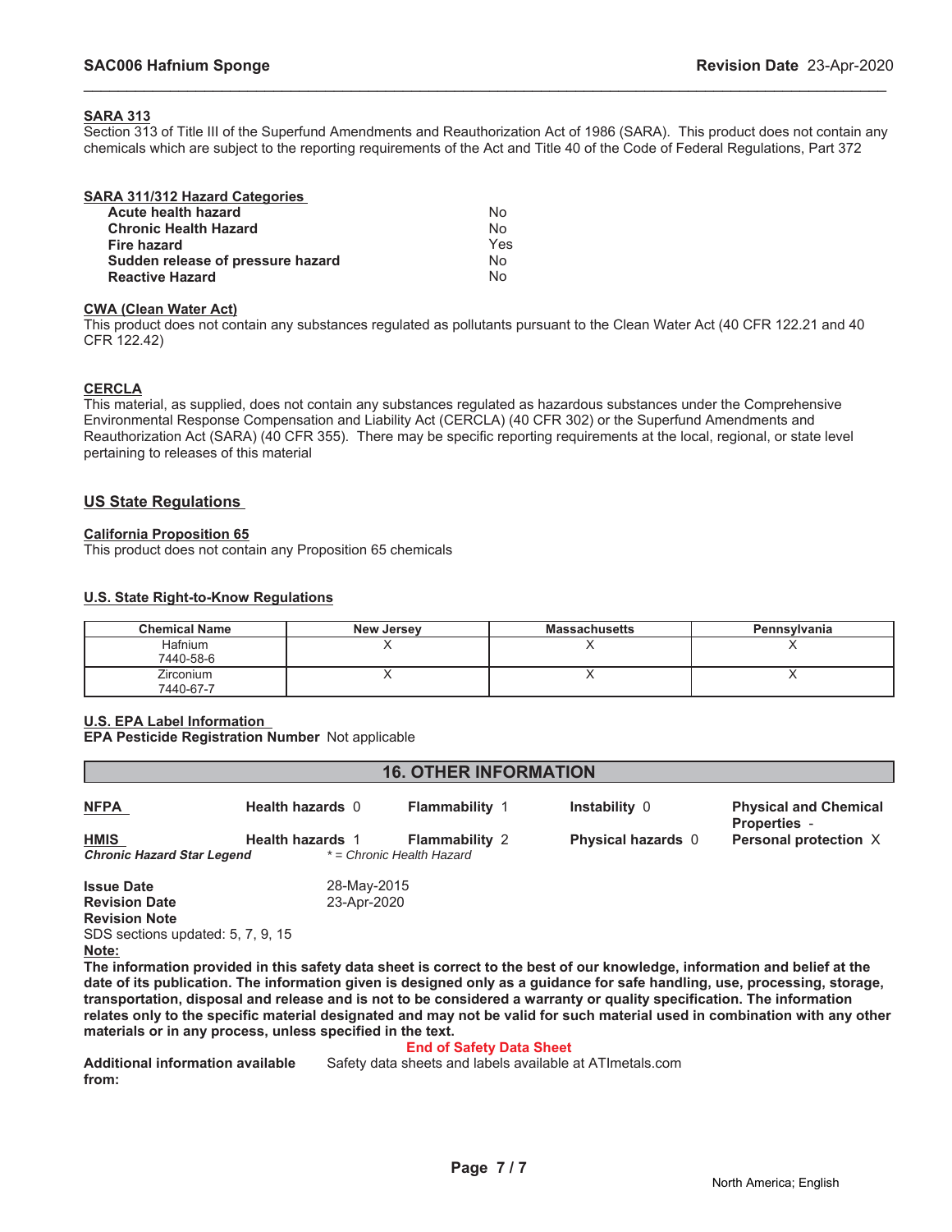### SARA 313

Section 313 of Title III of the Superfund Amendments and Reauthorization Act of 1986 (SARA). This product does not contain any chemicals which are subject to the reporting requirements of the Act and Title 40 of the Code of Federal Regulations, Part 372

### SARA 311/312 Hazard Categories

| | |
|---|---|
| **Acute health hazard** | No |
| **Chronic Health Hazard** | No |
| **Fire hazard** | Yes |
| **Sudden release of pressure hazard** | No |
| **Reactive Hazard** | No |

### CWA (Clean Water Act)

This product does not contain any substances regulated as pollutants pursuant to the Clean Water Act (40 CFR 122.21 and 40 CFR 122.42)

### CERCLA

This material, as supplied, does not contain any substances regulated as hazardous substances under the Comprehensive Environmental Response Compensation and Liability Act (CERCLA) (40 CFR 302) or the Superfund Amendments and Reauthorization Act (SARA) (40 CFR 355). There may be specific reporting requirements at the local, regional, or state level pertaining to releases of this material

## US State Regulations

### California Proposition 65

This product does not contain any Proposition 65 chemicals

### U.S. State Right-to-Know Regulations

| Chemical Name | New Jersey | Massachusetts | Pennsylvania |
|---|---|---|---|
| Hafnium 7440-58-6 | X | X | X |
| Zirconium 7440-67-7 | X | X | X |

### U.S. EPA Label Information

**EPA Pesticide Registration Number** Not applicable

## 16. OTHER INFORMATION

| | | | | |
|---|---|---|---|---|
| **NFPA** | **Health hazards** 0 | **Flammability** 1 | **Instability** 0 | **Physical and Chemical Properties** - |
| **HMIS** | **Health hazards** 1 | **Flammability** 2 | **Physical hazards** 0 | **Personal protection** X |

***Chronic Hazard Star Legend*** *\* = Chronic Health Hazard*

**Issue Date** 28-May-2015
**Revision Date** 23-Apr-2020
**Revision Note**
SDS sections updated: 5, 7, 9, 15

**Note:**

**The information provided in this safety data sheet is correct to the best of our knowledge, information and belief at the date of its publication. The information given is designed only as a guidance for safe handling, use, processing, storage, transportation, disposal and release and is not to be considered a warranty or quality specification. The information relates only to the specific material designated and may not be valid for such material used in combination with any other materials or in any process, unless specified in the text.**

**End of Safety Data Sheet**

**Additional information available from:** Safety data sheets and labels available at ATImetals.com